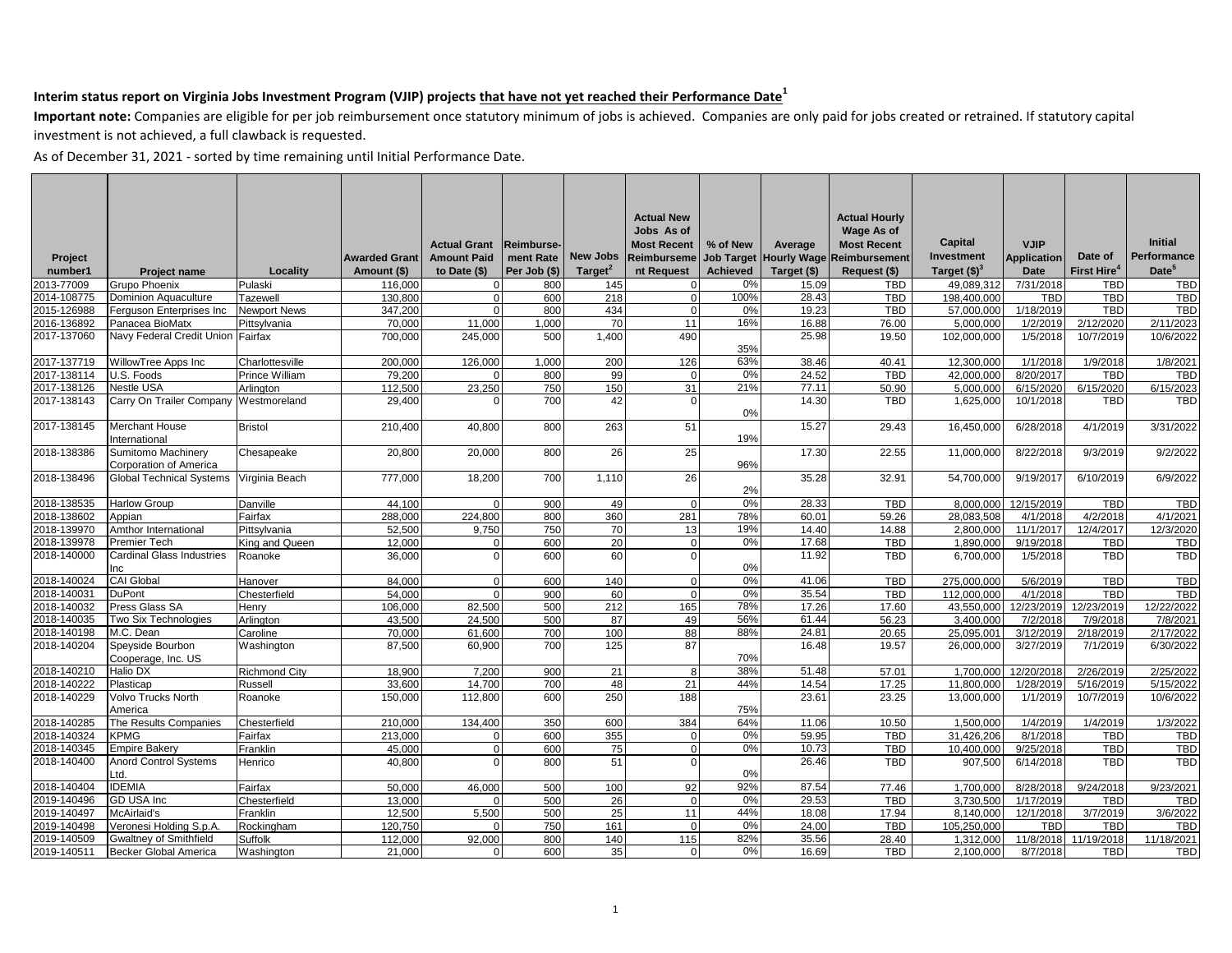**Interim status report on Virginia Jobs Investment Program (VJIP) projects that have not yet reached their Performance Date[1]**

**Important note:** Companies are eligible for per job reimbursement once statutory minimum of jobs is achieved. Companies are only paid for jobs created or retrained. If statutory capital investment is not achieved, a full clawback is requested.

As of December 31, 2021 - sorted by time remaining until Initial Performance Date.

| Project number1 | Project name | Locality | Awarded Grant Amount ($) | Actual Grant Amount Paid to Date ($) | Reimbursement Rate Per Job ($) | New Jobs Target[2] | Actual New Jobs As of Most Recent Reimbursement Request | % of New Job Target Achieved | Average Hourly Wage Target ($) | Actual Hourly Wage As of Most Recent Reimbursement Request ($) | Capital Investment Target ($)[3] | VJIP Application Date | Date of First Hire[4] | Initial Performance Date[5] |
|---|---|---|---|---|---|---|---|---|---|---|---|---|---|---|
| 2013-77009 | Grupo Phoenix | Pulaski | 116,000 | 0 | 800 | 145 | 0 | 0% | 15.09 | TBD | 49,089,312 | 7/31/2018 | TBD | TBD |
| 2014-108775 | Dominion Aquaculture | Tazewell | 130,800 | 0 | 600 | 218 | 0 | 100% | 28.43 | TBD | 198,400,000 | TBD | TBD | TBD |
| 2015-126988 | Ferguson Enterprises Inc | Newport News | 347,200 | 0 | 800 | 434 | 0 | 0% | 19.23 | TBD | 57,000,000 | 1/18/2019 | TBD | TBD |
| 2016-136892 | Panacea BioMatx | Pittsylvania | 70,000 | 11,000 | 1,000 | 70 | 11 | 16% | 16.88 | 76.00 | 5,000,000 | 1/2/2019 | 2/12/2020 | 2/11/2023 |
| 2017-137060 | Navy Federal Credit Union | Fairfax | 700,000 | 245,000 | 500 | 1,400 | 490 | 35% | 25.98 | 19.50 | 102,000,000 | 1/5/2018 | 10/7/2019 | 10/6/2022 |
| 2017-137719 | WillowTree Apps Inc | Charlottesville | 200,000 | 126,000 | 1,000 | 200 | 126 | 63% | 38.46 | 40.41 | 12,300,000 | 1/1/2018 | 1/9/2018 | 1/8/2021 |
| 2017-138114 | U.S. Foods | Prince William | 79,200 | 0 | 800 | 99 | 0 | 0% | 24.52 | TBD | 42,000,000 | 8/20/2017 | TBD | TBD |
| 2017-138126 | Nestle USA | Arlington | 112,500 | 23,250 | 750 | 150 | 31 | 21% | 77.11 | 50.90 | 5,000,000 | 6/15/2020 | 6/15/2020 | 6/15/2023 |
| 2017-138143 | Carry On Trailer Company | Westmoreland | 29,400 | 0 | 700 | 42 | 0 | 0% | 14.30 | TBD | 1,625,000 | 10/1/2018 | TBD | TBD |
| 2017-138145 | Merchant House International | Bristol | 210,400 | 40,800 | 800 | 263 | 51 | 19% | 15.27 | 29.43 | 16,450,000 | 6/28/2018 | 4/1/2019 | 3/31/2022 |
| 2018-138386 | Sumitomo Machinery Corporation of America | Chesapeake | 20,800 | 20,000 | 800 | 26 | 25 | 96% | 17.30 | 22.55 | 11,000,000 | 8/22/2018 | 9/3/2019 | 9/2/2022 |
| 2018-138496 | Global Technical Systems | Virginia Beach | 777,000 | 18,200 | 700 | 1,110 | 26 | 2% | 35.28 | 32.91 | 54,700,000 | 9/19/2017 | 6/10/2019 | 6/9/2022 |
| 2018-138535 | Harlow Group | Danville | 44,100 | 0 | 900 | 49 | 0 | 0% | 28.33 | TBD | 8,000,000 | 12/15/2019 | TBD | TBD |
| 2018-138602 | Appian | Fairfax | 288,000 | 224,800 | 800 | 360 | 281 | 78% | 60.01 | 59.26 | 28,083,508 | 4/1/2018 | 4/2/2018 | 4/1/2021 |
| 2018-139970 | Amthor International | Pittsylvania | 52,500 | 9,750 | 750 | 70 | 13 | 19% | 14.40 | 14.88 | 2,800,000 | 11/1/2017 | 12/4/2017 | 12/3/2020 |
| 2018-139978 | Premier Tech | King and Queen | 12,000 | 0 | 600 | 20 | 0 | 0% | 17.68 | TBD | 1,890,000 | 9/19/2018 | TBD | TBD |
| 2018-140000 | Cardinal Glass Industries Inc | Roanoke | 36,000 | 0 | 600 | 60 | 0 | 0% | 11.92 | TBD | 6,700,000 | 1/5/2018 | TBD | TBD |
| 2018-140024 | CAI Global | Hanover | 84,000 | 0 | 600 | 140 | 0 | 0% | 41.06 | TBD | 275,000,000 | 5/6/2019 | TBD | TBD |
| 2018-140031 | DuPont | Chesterfield | 54,000 | 0 | 900 | 60 | 0 | 0% | 35.54 | TBD | 112,000,000 | 4/1/2018 | TBD | TBD |
| 2018-140032 | Press Glass SA | Henry | 106,000 | 82,500 | 500 | 212 | 165 | 78% | 17.26 | 17.60 | 43,550,000 | 12/23/2019 | 12/23/2019 | 12/22/2022 |
| 2018-140035 | Two Six Technologies | Arlington | 43,500 | 24,500 | 500 | 87 | 49 | 56% | 61.44 | 56.23 | 3,400,000 | 7/2/2018 | 7/9/2018 | 7/8/2021 |
| 2018-140198 | M.C. Dean | Caroline | 70,000 | 61,600 | 700 | 100 | 88 | 88% | 24.81 | 20.65 | 25,095,001 | 3/12/2019 | 2/18/2019 | 2/17/2022 |
| 2018-140204 | Speyside Bourbon Cooperage, Inc. US | Washington | 87,500 | 60,900 | 700 | 125 | 87 | 70% | 16.48 | 19.57 | 26,000,000 | 3/27/2019 | 7/1/2019 | 6/30/2022 |
| 2018-140210 | Halio DX | Richmond City | 18,900 | 7,200 | 900 | 21 | 8 | 38% | 51.48 | 57.01 | 1,700,000 | 12/20/2018 | 2/26/2019 | 2/25/2022 |
| 2018-140222 | Plasticap | Russell | 33,600 | 14,700 | 700 | 48 | 21 | 44% | 14.54 | 17.25 | 11,800,000 | 1/28/2019 | 5/16/2019 | 5/15/2022 |
| 2018-140229 | Volvo Trucks North America | Roanoke | 150,000 | 112,800 | 600 | 250 | 188 | 75% | 23.61 | 23.25 | 13,000,000 | 1/1/2019 | 10/7/2019 | 10/6/2022 |
| 2018-140285 | The Results Companies | Chesterfield | 210,000 | 134,400 | 350 | 600 | 384 | 64% | 11.06 | 10.50 | 1,500,000 | 1/4/2019 | 1/4/2019 | 1/3/2022 |
| 2018-140324 | KPMG | Fairfax | 213,000 | 0 | 600 | 355 | 0 | 0% | 59.95 | TBD | 31,426,206 | 8/1/2018 | TBD | TBD |
| 2018-140345 | Empire Bakery | Franklin | 45,000 | 0 | 600 | 75 | 0 | 0% | 10.73 | TBD | 10,400,000 | 9/25/2018 | TBD | TBD |
| 2018-140400 | Anord Control Systems Ltd. | Henrico | 40,800 | 0 | 800 | 51 | 0 | 0% | 26.46 | TBD | 907,500 | 6/14/2018 | TBD | TBD |
| 2018-140404 | IDEMIA | Fairfax | 50,000 | 46,000 | 500 | 100 | 92 | 92% | 87.54 | 77.46 | 1,700,000 | 8/28/2018 | 9/24/2018 | 9/23/2021 |
| 2019-140496 | GD USA Inc | Chesterfield | 13,000 | 0 | 500 | 26 | 0 | 0% | 29.53 | TBD | 3,730,500 | 1/17/2019 | TBD | TBD |
| 2019-140497 | McAirlaid's | Franklin | 12,500 | 5,500 | 500 | 25 | 11 | 44% | 18.08 | 17.94 | 8,140,000 | 12/1/2018 | 3/7/2019 | 3/6/2022 |
| 2019-140498 | Veronesi Holding S.p.A. | Rockingham | 120,750 | 0 | 750 | 161 | 0 | 0% | 24.00 | TBD | 105,250,000 | TBD | TBD | TBD |
| 2019-140509 | Gwaltney of Smithfield | Suffolk | 112,000 | 92,000 | 800 | 140 | 115 | 82% | 35.56 | 28.40 | 1,312,000 | 11/8/2018 | 11/19/2018 | 11/18/2021 |
| 2019-140511 | Becker Global America | Washington | 21,000 | 0 | 600 | 35 | 0 | 0% | 16.69 | TBD | 2,100,000 | 8/7/2018 | TBD | TBD |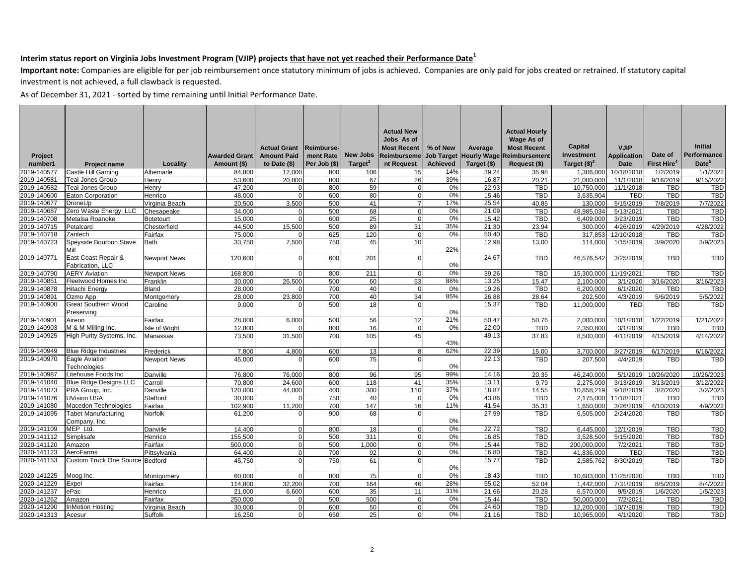**Interim status report on Virginia Jobs Investment Program (VJIP) projects that have not yet reached their Performance Date[1]**

**Important note:** Companies are eligible for per job reimbursement once statutory minimum of jobs is achieved. Companies are only paid for jobs created or retrained. If statutory capital investment is not achieved, a full clawback is requested.

As of December 31, 2021 - sorted by time remaining until Initial Performance Date.

| Project number1 | Project name | Locality | Awarded Grant Amount ($) | Actual Grant Amount Paid to Date ($) | Reimburse-ment Rate Per Job ($) | New Jobs Target[2] | Actual New Jobs As of Most Recent Reimburseme nt Request | % of New Job Target Achieved | Average Hourly Wage Target ($) | Actual Hourly Wage As of Most Recent Reimbursement Request ($) | Capital Investment Target ($)[3] | VJIP Application Date | Date of First Hire[4] | Initial Performance Date[5] |
|---|---|---|---|---|---|---|---|---|---|---|---|---|---|---|
| 2019-140577 | Castle Hill Gaming | Albemarle | 84,800 | 12,000 | 800 | 106 | 15 | 14% | 39.24 | 35.98 | 1,306,000 | 10/18/2018 | 1/2/2019 | 1/1/2022 |
| 2019-140581 | Teal-Jones Group | Henry | 53,600 | 20,800 | 800 | 67 | 26 | 39% | 16.87 | 20.21 | 21,000,000 | 11/1/2018 | 9/16/2019 | 9/15/2022 |
| 2019-140582 | Teal-Jones Group | Henry | 47,200 | 0 | 800 | 59 | 0 | 0% | 22.93 | TBD | 10,750,000 | 11/1/2018 | TBD | TBD |
| 2019-140600 | Eaton Corporation | Henrico | 48,000 | 0 | 600 | 80 | 0 | 0% | 15.46 | TBD | 3,635,904 | TBD | TBD | TBD |
| 2019-140677 | DroneUp | Virginia Beach | 20,500 | 3,500 | 500 | 41 | 7 | 17% | 25.54 | 40.85 | 130,000 | 5/15/2019 | 7/8/2019 | 7/7/2022 |
| 2019-140687 | Zero Waste Energy, LLC | Chesapeake | 34,000 | 0 | 500 | 68 | 0 | 0% | 21.09 | TBD | 48,985,034 | 5/13/2021 | TBD | TBD |
| 2019-140708 | Metalsa Roanoke | Botetourt | 15,000 | 0 | 600 | 25 | 0 | 0% | 15.42 | TBD | 6,409,000 | 3/23/2019 | TBD | TBD |
| 2019-140715 | Petalcard | Chesterfield | 44,500 | 15,500 | 500 | 89 | 31 | 35% | 21.30 | 23.94 | 300,000 | 4/26/2019 | 4/29/2019 | 4/28/2022 |
| 2019-140718 | Zantech | Fairfax | 75,000 | 0 | 625 | 120 | 0 | 0% | 50.40 | TBD | 317,853 | 12/10/2018 | TBD | TBD |
| 2019-140723 | Speyside Bourbon Stave Mill | Bath | 33,750 | 7,500 | 750 | 45 | 10 | 22% | 12.98 | 13.00 | 114,000 | 1/15/2019 | 3/9/2020 | 3/9/2023 |
| 2019-140771 | East Coast Repair & Fabrication, LLC | Newport News | 120,600 | 0 | 600 | 201 | 0 | 0% | 24.67 | TBD | 46,576,542 | 3/25/2019 | TBD | TBD |
| 2019-140790 | AERY Aviation | Newport News | 168,800 | 0 | 800 | 211 | 0 | 0% | 39.26 | TBD | 15,300,000 | 11/19/2021 | TBD | TBD |
| 2019-140851 | Fleetwood Homes Inc | Franklin | 30,000 | 26,500 | 500 | 60 | 53 | 88% | 13.25 | 15.47 | 2,100,000 | 3/1/2020 | 3/16/2020 | 3/16/2023 |
| 2019-140878 | Hitachi Energy | Bland | 28,000 | 0 | 700 | 40 | 0 | 0% | 19.26 | TBD | 6,200,000 | 6/1/2020 | TBD | TBD |
| 2019-140891 | Ozmo App | Montgomery | 28,000 | 23,800 | 700 | 40 | 34 | 85% | 26.88 | 28.64 | 202,500 | 4/3/2019 | 5/6/2019 | 5/5/2022 |
| 2019-140900 | Great Southern Wood Preserving | Caroline | 9,000 | 0 | 500 | 18 | 0 | 0% | 15.37 | TBD | 11,000,000 | TBD | TBD | TBD |
| 2019-140901 | Aireon | Fairfax | 28,000 | 6,000 | 500 | 56 | 12 | 21% | 50.47 | 50.76 | 2,000,000 | 10/1/2018 | 1/22/2019 | 1/21/2022 |
| 2019-140903 | M & M Milling Inc. | Isle of Wight | 12,800 | 0 | 800 | 16 | 0 | 0% | 22.00 | TBD | 2,350,800 | 3/1/2019 | TBD | TBD |
| 2019-140925 | High Purity Systems, Inc. | Manassas | 73,500 | 31,500 | 700 | 105 | 45 | 43% | 49.13 | 37.83 | 8,500,000 | 4/11/2019 | 4/15/2019 | 4/14/2022 |
| 2019-140949 | Blue Ridge Industries | Frederick | 7,800 | 4,800 | 600 | 13 | 8 | 62% | 22.39 | 15.00 | 3,700,000 | 3/27/2019 | 6/17/2019 | 6/16/2022 |
| 2019-140970 | Eagle Aviation Technologies | Newport News | 45,000 | 0 | 600 | 75 | 0 | 0% | 22.13 | TBD | 207,500 | 4/4/2019 | TBD | TBD |
| 2019-140987 | Litehouse Foods Inc | Danville | 76,800 | 76,000 | 800 | 96 | 95 | 99% | 14.16 | 20.35 | 46,240,000 | 5/1/2019 | 10/26/2020 | 10/26/2023 |
| 2019-141040 | Blue Ridge Designs LLC | Carroll | 70,800 | 24,600 | 600 | 118 | 41 | 35% | 13.11 | 9.79 | 2,275,000 | 3/13/2019 | 3/13/2019 | 3/12/2022 |
| 2019-141073 | PRA Group, Inc. | Danville | 120,000 | 44,000 | 400 | 300 | 110 | 37% | 18.87 | 14.55 | 10,858,219 | 9/18/2019 | 3/2/2020 | 3/2/2023 |
| 2019-141076 | UVision USA | Stafford | 30,000 | 0 | 750 | 40 | 0 | 0% | 43.86 | TBD | 2,175,000 | 11/18/2021 | TBD | TBD |
| 2019-141080 | Macedon Technologies | Fairfax | 102,900 | 11,200 | 700 | 147 | 16 | 11% | 41.54 | 35.31 | 1,650,000 | 3/26/2019 | 4/10/2019 | 4/9/2022 |
| 2019-141095 | Tabet Manufacturing Company, Inc. | Norfolk | 61,200 | 0 | 900 | 68 | 0 | 0% | 27.99 | TBD | 6,505,000 | 2/24/2020 | TBD | TBD |
| 2019-141109 | MEP Ltd. | Danville | 14,400 | 0 | 800 | 18 | 0 | 0% | 22.72 | TBD | 6,445,000 | 12/1/2019 | TBD | TBD |
| 2019-141112 | Simplisafe | Henrico | 155,500 | 0 | 500 | 311 | 0 | 0% | 16.85 | TBD | 3,528,500 | 5/15/2020 | TBD | TBD |
| 2020-141120 | Amazon | Fairfax | 500,000 | 0 | 500 | 1,000 | 0 | 0% | 15.44 | TBD | 200,000,000 | 7/2/2021 | TBD | TBD |
| 2020-141123 | AeroFarms | Pittsylvania | 64,400 | 0 | 700 | 92 | 0 | 0% | 16.80 | TBD | 41,836,000 | TBD | TBD | TBD |
| 2020-141153 | Custom Truck One Source | Bedford | 45,750 | 0 | 750 | 61 | 0 | 0% | 15.77 | TBD | 2,585,762 | 8/30/2019 | TBD | TBD |
| 2020-141225 | Moog Inc. | Montgomery | 60,000 | 0 | 800 | 75 | 0 | 0% | 18.43 | TBD | 10,683,000 | 11/25/2020 | TBD | TBD |
| 2020-141229 | Expel | Fairfax | 114,800 | 32,200 | 700 | 164 | 46 | 28% | 55.02 | 52.04 | 1,442,000 | 7/31/2019 | 8/5/2019 | 8/4/2022 |
| 2020-141237 | ePac | Henrico | 21,000 | 6,600 | 600 | 35 | 11 | 31% | 21.66 | 20.28 | 6,570,000 | 9/5/2019 | 1/6/2020 | 1/5/2023 |
| 2020-141262 | Amazon | Fairfax | 250,000 | 0 | 500 | 500 | 0 | 0% | 15.44 | TBD | 50,000,000 | 7/2/2021 | TBD | TBD |
| 2020-141290 | InMotion Hosting | Virginia Beach | 30,000 | 0 | 600 | 50 | 0 | 0% | 24.60 | TBD | 12,200,000 | 10/7/2019 | TBD | TBD |
| 2020-141313 | Acesur | Suffolk | 16,250 | 0 | 650 | 25 | 0 | 0% | 21.16 | TBD | 10,965,000 | 4/1/2020 | TBD | TBD |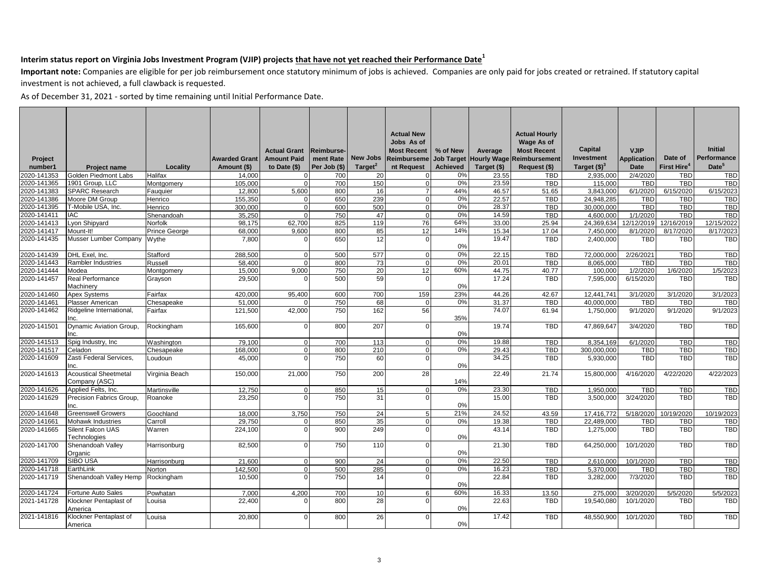**Interim status report on Virginia Jobs Investment Program (VJIP) projects that have not yet reached their Performance Date[1]**

**Important note:** Companies are eligible for per job reimbursement once statutory minimum of jobs is achieved. Companies are only paid for jobs created or retrained. If statutory capital investment is not achieved, a full clawback is requested.

As of December 31, 2021 - sorted by time remaining until Initial Performance Date.

| Project number1 | Project name | Locality | Awarded Grant Amount ($) | Actual Grant Amount Paid to Date ($) | Reimburse-ment Rate Per Job ($) | New Jobs Target[2] | Actual New Jobs As of Most Recent Reimburseme nt Request | % of New Job Target Achieved | Average Hourly Wage Target ($) | Actual Hourly Wage As of Most Recent Reimbursement Request ($) | Capital Investment Target ($)[3] | VJIP Application Date | Date of First Hire[4] | Initial Performance Date[5] |
|---|---|---|---|---|---|---|---|---|---|---|---|---|---|---|
| 2020-141353 | Golden Piedmont Labs | Halifax | 14,000 | 0 | 700 | 20 | 0 | 0% | 23.55 | TBD | 2,935,000 | 2/4/2020 | TBD | TBD |
| 2020-141365 | 1901 Group, LLC | Montgomery | 105,000 | 0 | 700 | 150 | 0 | 0% | 23.59 | TBD | 115,000 | TBD | TBD | TBD |
| 2020-141383 | SPARC Research | Fauquier | 12,800 | 5,600 | 800 | 16 | 7 | 44% | 46.57 | 51.65 | 3,843,000 | 6/1/2020 | 6/15/2020 | 6/15/2023 |
| 2020-141386 | Moore DM Group | Henrico | 155,350 | 0 | 650 | 239 | 0 | 0% | 22.57 | TBD | 24,948,285 | TBD | TBD | TBD |
| 2020-141395 | T-Mobile USA, Inc. | Henrico | 300,000 | 0 | 600 | 500 | 0 | 0% | 28.37 | TBD | 30,000,000 | TBD | TBD | TBD |
| 2020-141411 | IAC | Shenandoah | 35,250 | 0 | 750 | 47 | 0 | 0% | 14.59 | TBD | 4,600,000 | 1/1/2020 | TBD | TBD |
| 2020-141413 | Lyon Shipyard | Norfolk | 98,175 | 62,700 | 825 | 119 | 76 | 64% | 33.00 | 25.94 | 24,369,634 | 12/12/2019 | 12/16/2019 | 12/15/2022 |
| 2020-141417 | Mount-It! | Prince George | 68,000 | 9,600 | 800 | 85 | 12 | 14% | 15.34 | 17.04 | 7,450,000 | 8/1/2020 | 8/17/2020 | 8/17/2023 |
| 2020-141435 | Musser Lumber Company | Wythe | 7,800 | 0 | 650 | 12 | 0 | 0% | 19.47 | TBD | 2,400,000 | TBD | TBD | TBD |
| 2020-141439 | DHL Exel, Inc. | Stafford | 288,500 | 0 | 500 | 577 | 0 | 0% | 22.15 | TBD | 72,000,000 | 2/26/2021 | TBD | TBD |
| 2020-141443 | Rambler Industries | Russell | 58,400 | 0 | 800 | 73 | 0 | 0% | 20.01 | TBD | 8,065,000 | TBD | TBD | TBD |
| 2020-141444 | Modea | Montgomery | 15,000 | 9,000 | 750 | 20 | 12 | 60% | 44.75 | 40.77 | 100,000 | 1/2/2020 | 1/6/2020 | 1/5/2023 |
| 2020-141457 | Real Performance Machinery | Grayson | 29,500 | 0 | 500 | 59 | 0 | 0% | 17.24 | TBD | 7,595,000 | 6/15/2020 | TBD | TBD |
| 2020-141460 | Apex Systems | Fairfax | 420,000 | 95,400 | 600 | 700 | 159 | 23% | 44.26 | 42.67 | 12,441,741 | 3/1/2020 | 3/1/2020 | 3/1/2023 |
| 2020-141461 | Plasser American | Chesapeake | 51,000 | 0 | 750 | 68 | 0 | 0% | 31.37 | TBD | 40,000,000 | TBD | TBD | TBD |
| 2020-141462 | Ridgeline International, Inc. | Fairfax | 121,500 | 42,000 | 750 | 162 | 56 | 35% | 74.07 | 61.94 | 1,750,000 | 9/1/2020 | 9/1/2020 | 9/1/2023 |
| 2020-141501 | Dynamic Aviation Group, Inc. | Rockingham | 165,600 | 0 | 800 | 207 | 0 | 0% | 19.74 | TBD | 47,869,647 | 3/4/2020 | TBD | TBD |
| 2020-141513 | Spig Industry, Inc | Washington | 79,100 | 0 | 700 | 113 | 0 | 0% | 19.88 | TBD | 8,354,169 | 6/1/2020 | TBD | TBD |
| 2020-141517 | Celadon | Chesapeake | 168,000 | 0 | 800 | 210 | 0 | 0% | 29.43 | TBD | 300,000,000 | TBD | TBD | TBD |
| 2020-141609 | Zasti Federal Services, Inc. | Loudoun | 45,000 | 0 | 750 | 60 | 0 | 0% | 34.25 | TBD | 5,930,000 | TBD | TBD | TBD |
| 2020-141613 | Acoustical Sheetmetal Company (ASC) | Virginia Beach | 150,000 | 21,000 | 750 | 200 | 28 | 14% | 22.49 | 21.74 | 15,800,000 | 4/16/2020 | 4/22/2020 | 4/22/2023 |
| 2020-141626 | Applied Felts, Inc. | Martinsville | 12,750 | 0 | 850 | 15 | 0 | 0% | 23.30 | TBD | 1,950,000 | TBD | TBD | TBD |
| 2020-141629 | Precision Fabrics Group, Inc. | Roanoke | 23,250 | 0 | 750 | 31 | 0 | 0% | 15.00 | TBD | 3,500,000 | 3/24/2020 | TBD | TBD |
| 2020-141648 | Greenswell Growers | Goochland | 18,000 | 3,750 | 750 | 24 | 5 | 21% | 24.52 | 43.59 | 17,416,772 | 5/18/2020 | 10/19/2020 | 10/19/2023 |
| 2020-141661 | Mohawk Industries | Carroll | 29,750 | 0 | 850 | 35 | 0 | 0% | 19.38 | TBD | 22,489,000 | TBD | TBD | TBD |
| 2020-141665 | Silent Falcon UAS Technologies | Warren | 224,100 | 0 | 900 | 249 | 0 | 0% | 43.14 | TBD | 1,275,000 | TBD | TBD | TBD |
| 2020-141700 | Shenandoah Valley Organic | Harrisonburg | 82,500 | 0 | 750 | 110 | 0 | 0% | 21.30 | TBD | 64,250,000 | 10/1/2020 | TBD | TBD |
| 2020-141709 | SIBO USA | Harrisonburg | 21,600 | 0 | 900 | 24 | 0 | 0% | 22.50 | TBD | 2,610,000 | 10/1/2020 | TBD | TBD |
| 2020-141718 | EarthLink | Norton | 142,500 | 0 | 500 | 285 | 0 | 0% | 16.23 | TBD | 5,370,000 | TBD | TBD | TBD |
| 2020-141719 | Shenandoah Valley Hemp | Rockingham | 10,500 | 0 | 750 | 14 | 0 | 0% | 22.84 | TBD | 3,282,000 | 7/3/2020 | TBD | TBD |
| 2020-141724 | Fortune Auto Sales | Powhatan | 7,000 | 4,200 | 700 | 10 | 6 | 60% | 16.33 | 13.50 | 275,000 | 3/20/2020 | 5/5/2020 | 5/5/2023 |
| 2021-141728 | Klockner Pentaplast of America | Louisa | 22,400 | 0 | 800 | 28 | 0 | 0% | 22.63 | TBD | 19,540,080 | 10/1/2020 | TBD | TBD |
| 2021-141816 | Klockner Pentaplast of America | Louisa | 20,800 | 0 | 800 | 26 | 0 | 0% | 17.42 | TBD | 48,550,900 | 10/1/2020 | TBD | TBD |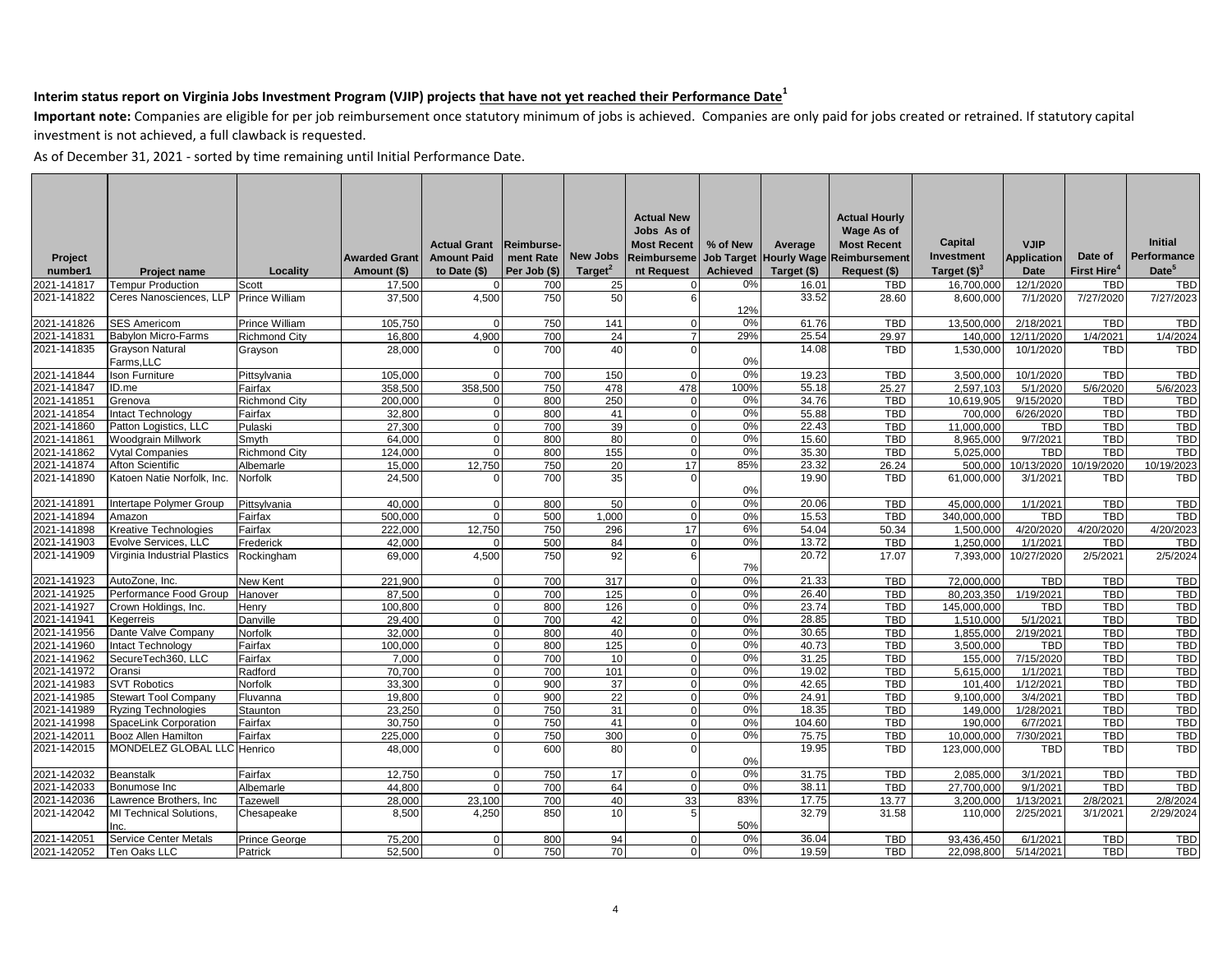**Interim status report on Virginia Jobs Investment Program (VJIP) projects that have not yet reached their Performance Date[1]**

**Important note:** Companies are eligible for per job reimbursement once statutory minimum of jobs is achieved. Companies are only paid for jobs created or retrained. If statutory capital investment is not achieved, a full clawback is requested.

As of December 31, 2021 - sorted by time remaining until Initial Performance Date.

| Project number1 | Project name | Locality | Awarded Grant Amount ($) | Actual Grant Amount Paid to Date ($) | Reimburse-ment Rate Per Job ($) | New Jobs Target[2] | Actual New Jobs As of Most Recent Reimburseme nt Request | % of New Job Target Achieved | Average Hourly Wage Target ($) | Actual Hourly Wage As of Most Recent Reimbursement Request ($) | Capital Investment Target ($)[3] | VJIP Application Date | Date of First Hire[4] | Initial Performance Date[5] |
|---|---|---|---|---|---|---|---|---|---|---|---|---|---|---|
| 2021-141817 | Tempur Production | Scott | 17,500 | 0 | 700 | 25 | 0 | 0% | 16.01 | TBD | 16,700,000 | 12/1/2020 | TBD | TBD |
| 2021-141822 | Ceres Nanosciences, LLP | Prince William | 37,500 | 4,500 | 750 | 50 | 6 | 12% | 33.52 | 28.60 | 8,600,000 | 7/1/2020 | 7/27/2020 | 7/27/2023 |
| 2021-141826 | SES Americom | Prince William | 105,750 | 0 | 750 | 141 | 0 | 0% | 61.76 | TBD | 13,500,000 | 2/18/2021 | TBD | TBD |
| 2021-141831 | Babylon Micro-Farms | Richmond City | 16,800 | 4,900 | 700 | 24 | 7 | 29% | 25.54 | 29.97 | 140,000 | 12/11/2020 | 1/4/2021 | 1/4/2024 |
| 2021-141835 | Grayson Natural Farms,LLC | Grayson | 28,000 | 0 | 700 | 40 | 0 | 0% | 14.08 | TBD | 1,530,000 | 10/1/2020 | TBD | TBD |
| 2021-141844 | Ison Furniture | Pittsylvania | 105,000 | 0 | 700 | 150 | 0 | 0% | 19.23 | TBD | 3,500,000 | 10/1/2020 | TBD | TBD |
| 2021-141847 | ID.me | Fairfax | 358,500 | 358,500 | 750 | 478 | 478 | 100% | 55.18 | 25.27 | 2,597,103 | 5/1/2020 | 5/6/2020 | 5/6/2023 |
| 2021-141851 | Grenova | Richmond City | 200,000 | 0 | 800 | 250 | 0 | 0% | 34.76 | TBD | 10,619,905 | 9/15/2020 | TBD | TBD |
| 2021-141854 | Intact Technology | Fairfax | 32,800 | 0 | 800 | 41 | 0 | 0% | 55.88 | TBD | 700,000 | 6/26/2020 | TBD | TBD |
| 2021-141860 | Patton Logistics, LLC | Pulaski | 27,300 | 0 | 700 | 39 | 0 | 0% | 22.43 | TBD | 11,000,000 | TBD | TBD | TBD |
| 2021-141861 | Woodgrain Millwork | Smyth | 64,000 | 0 | 800 | 80 | 0 | 0% | 15.60 | TBD | 8,965,000 | 9/7/2021 | TBD | TBD |
| 2021-141862 | Vytal Companies | Richmond City | 124,000 | 0 | 800 | 155 | 0 | 0% | 35.30 | TBD | 5,025,000 | TBD | TBD | TBD |
| 2021-141874 | Afton Scientific | Albemarle | 15,000 | 12,750 | 750 | 20 | 17 | 85% | 23.32 | 26.24 | 500,000 | 10/13/2020 | 10/19/2020 | 10/19/2023 |
| 2021-141890 | Katoen Natie Norfolk, Inc. | Norfolk | 24,500 | 0 | 700 | 35 | 0 | 0% | 19.90 | TBD | 61,000,000 | 3/1/2021 | TBD | TBD |
| 2021-141891 | Intertape Polymer Group | Pittsylvania | 40,000 | 0 | 800 | 50 | 0 | 0% | 20.06 | TBD | 45,000,000 | 1/1/2021 | TBD | TBD |
| 2021-141894 | Amazon | Fairfax | 500,000 | 0 | 500 | 1,000 | 0 | 0% | 15.53 | TBD | 340,000,000 | TBD | TBD | TBD |
| 2021-141898 | Kreative Technologies | Fairfax | 222,000 | 12,750 | 750 | 296 | 17 | 6% | 54.04 | 50.34 | 1,500,000 | 4/20/2020 | 4/20/2020 | 4/20/2023 |
| 2021-141903 | Evolve Services, LLC | Frederick | 42,000 | 0 | 500 | 84 | 0 | 0% | 13.72 | TBD | 1,250,000 | 1/1/2021 | TBD | TBD |
| 2021-141909 | Virginia Industrial Plastics | Rockingham | 69,000 | 4,500 | 750 | 92 | 6 | 7% | 20.72 | 17.07 | 7,393,000 | 10/27/2020 | 2/5/2021 | 2/5/2024 |
| 2021-141923 | AutoZone, Inc. | New Kent | 221,900 | 0 | 700 | 317 | 0 | 0% | 21.33 | TBD | 72,000,000 | TBD | TBD | TBD |
| 2021-141925 | Performance Food Group | Hanover | 87,500 | 0 | 700 | 125 | 0 | 0% | 26.40 | TBD | 80,203,350 | 1/19/2021 | TBD | TBD |
| 2021-141927 | Crown Holdings, Inc. | Henry | 100,800 | 0 | 800 | 126 | 0 | 0% | 23.74 | TBD | 145,000,000 | TBD | TBD | TBD |
| 2021-141941 | Kegerreis | Danville | 29,400 | 0 | 700 | 42 | 0 | 0% | 28.85 | TBD | 1,510,000 | 5/1/2021 | TBD | TBD |
| 2021-141956 | Dante Valve Company | Norfolk | 32,000 | 0 | 800 | 40 | 0 | 0% | 30.65 | TBD | 1,855,000 | 2/19/2021 | TBD | TBD |
| 2021-141960 | Intact Technology | Fairfax | 100,000 | 0 | 800 | 125 | 0 | 0% | 40.73 | TBD | 3,500,000 | TBD | TBD | TBD |
| 2021-141962 | SecureTech360, LLC | Fairfax | 7,000 | 0 | 700 | 10 | 0 | 0% | 31.25 | TBD | 155,000 | 7/15/2020 | TBD | TBD |
| 2021-141972 | Oransi | Radford | 70,700 | 0 | 700 | 101 | 0 | 0% | 19.02 | TBD | 5,615,000 | 1/1/2021 | TBD | TBD |
| 2021-141983 | SVT Robotics | Norfolk | 33,300 | 0 | 900 | 37 | 0 | 0% | 42.65 | TBD | 101,400 | 1/12/2021 | TBD | TBD |
| 2021-141985 | Stewart Tool Company | Fluvanna | 19,800 | 0 | 900 | 22 | 0 | 0% | 24.91 | TBD | 9,100,000 | 3/4/2021 | TBD | TBD |
| 2021-141989 | Ryzing Technologies | Staunton | 23,250 | 0 | 750 | 31 | 0 | 0% | 18.35 | TBD | 149,000 | 1/28/2021 | TBD | TBD |
| 2021-141998 | SpaceLink Corporation | Fairfax | 30,750 | 0 | 750 | 41 | 0 | 0% | 104.60 | TBD | 190,000 | 6/7/2021 | TBD | TBD |
| 2021-142011 | Booz Allen Hamilton | Fairfax | 225,000 | 0 | 750 | 300 | 0 | 0% | 75.75 | TBD | 10,000,000 | 7/30/2021 | TBD | TBD |
| 2021-142015 | MONDELEZ GLOBAL LLC | Henrico | 48,000 | 0 | 600 | 80 | 0 | 0% | 19.95 | TBD | 123,000,000 | TBD | TBD | TBD |
| 2021-142032 | Beanstalk | Fairfax | 12,750 | 0 | 750 | 17 | 0 | 0% | 31.75 | TBD | 2,085,000 | 3/1/2021 | TBD | TBD |
| 2021-142033 | Bonumose Inc | Albemarle | 44,800 | 0 | 700 | 64 | 0 | 0% | 38.11 | TBD | 27,700,000 | 9/1/2021 | TBD | TBD |
| 2021-142036 | Lawrence Brothers, Inc | Tazewell | 28,000 | 23,100 | 700 | 40 | 33 | 83% | 17.75 | 13.77 | 3,200,000 | 1/13/2021 | 2/8/2021 | 2/8/2024 |
| 2021-142042 | MI Technical Solutions, Inc. | Chesapeake | 8,500 | 4,250 | 850 | 10 | 5 | 50% | 32.79 | 31.58 | 110,000 | 2/25/2021 | 3/1/2021 | 2/29/2024 |
| 2021-142051 | Service Center Metals | Prince George | 75,200 | 0 | 800 | 94 | 0 | 0% | 36.04 | TBD | 93,436,450 | 6/1/2021 | TBD | TBD |
| 2021-142052 | Ten Oaks LLC | Patrick | 52,500 | 0 | 750 | 70 | 0 | 0% | 19.59 | TBD | 22,098,800 | 5/14/2021 | TBD | TBD |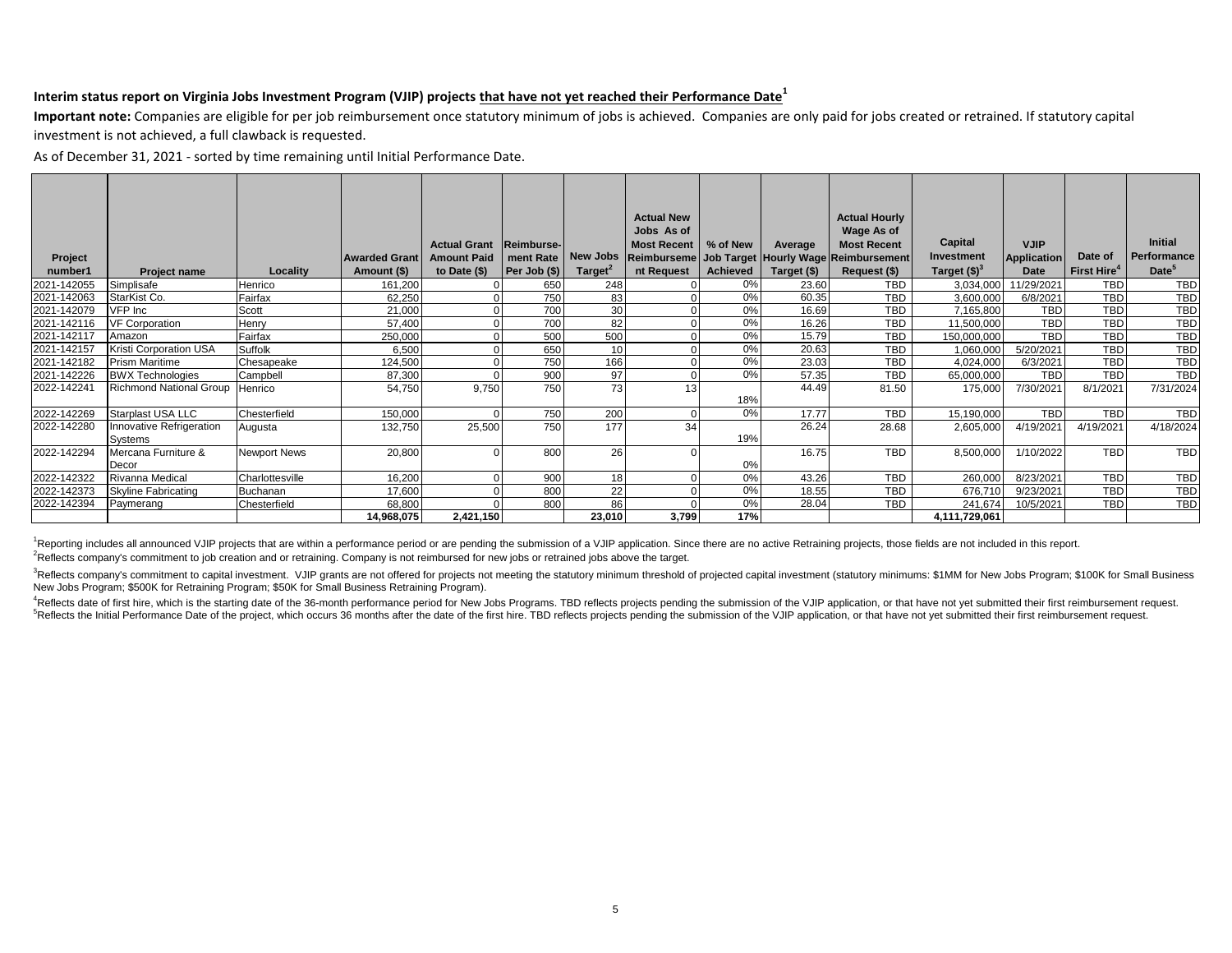**Interim status report on Virginia Jobs Investment Program (VJIP) projects that have not yet reached their Performance Date[1]**

**Important note:** Companies are eligible for per job reimbursement once statutory minimum of jobs is achieved. Companies are only paid for jobs created or retrained. If statutory capital investment is not achieved, a full clawback is requested.

As of December 31, 2021 - sorted by time remaining until Initial Performance Date.

| Project number1 | Project name | Locality | Awarded Grant Amount ($) | Actual Grant Amount Paid to Date ($) | Reimbursement Rate Per Job ($) | New Jobs Target[2] | Actual New Jobs As of Most Recent Reimbursement Request | % of New Job Target Achieved | Average Hourly Wage Target ($) | Actual Hourly Wage As of Most Recent Reimbursement Request ($) | Capital Investment Target ($)[3] | VJIP Application Date | Date of First Hire[4] | Initial Performance Date[5] |
|---|---|---|---|---|---|---|---|---|---|---|---|---|---|---|
| 2021-142055 | Simplisafe | Henrico | 161,200 | 0 | 650 | 248 | 0 | 0% | 23.60 | TBD | 3,034,000 | 11/29/2021 | TBD | TBD |
| 2021-142063 | StarKist Co. | Fairfax | 62,250 | 0 | 750 | 83 | 0 | 0% | 60.35 | TBD | 3,600,000 | 6/8/2021 | TBD | TBD |
| 2021-142079 | VFP Inc | Scott | 21,000 | 0 | 700 | 30 | 0 | 0% | 16.69 | TBD | 7,165,800 | TBD | TBD | TBD |
| 2021-142116 | VF Corporation | Henry | 57,400 | 0 | 700 | 82 | 0 | 0% | 16.26 | TBD | 11,500,000 | TBD | TBD | TBD |
| 2021-142117 | Amazon | Fairfax | 250,000 | 0 | 500 | 500 | 0 | 0% | 15.79 | TBD | 150,000,000 | TBD | TBD | TBD |
| 2021-142157 | Kristi Corporation USA | Suffolk | 6,500 | 0 | 650 | 10 | 0 | 0% | 20.63 | TBD | 1,060,000 | 5/20/2021 | TBD | TBD |
| 2021-142182 | Prism Maritime | Chesapeake | 124,500 | 0 | 750 | 166 | 0 | 0% | 23.03 | TBD | 4,024,000 | 6/3/2021 | TBD | TBD |
| 2021-142226 | BWX Technologies | Campbell | 87,300 | 0 | 900 | 97 | 0 | 0% | 57.35 | TBD | 65,000,000 | TBD | TBD | TBD |
| 2022-142241 | Richmond National Group | Henrico | 54,750 | 9,750 | 750 | 73 | 13 | 18% | 44.49 | 81.50 | 175,000 | 7/30/2021 | 8/1/2021 | 7/31/2024 |
| 2022-142269 | Starplast USA LLC | Chesterfield | 150,000 | 0 | 750 | 200 | 0 | 0% | 17.77 | TBD | 15,190,000 | TBD | TBD | TBD |
| 2022-142280 | Innovative Refrigeration Systems | Augusta | 132,750 | 25,500 | 750 | 177 | 34 | 19% | 26.24 | 28.68 | 2,605,000 | 4/19/2021 | 4/19/2021 | 4/18/2024 |
| 2022-142294 | Mercana Furniture & Decor | Newport News | 20,800 | 0 | 800 | 26 | 0 | 0% | 16.75 | TBD | 8,500,000 | 1/10/2022 | TBD | TBD |
| 2022-142322 | Rivanna Medical | Charlottesville | 16,200 | 0 | 900 | 18 | 0 | 0% | 43.26 | TBD | 260,000 | 8/23/2021 | TBD | TBD |
| 2022-142373 | Skyline Fabricating | Buchanan | 17,600 | 0 | 800 | 22 | 0 | 0% | 18.55 | TBD | 676,710 | 9/23/2021 | TBD | TBD |
| 2022-142394 | Paymerang | Chesterfield | 68,800 | 0 | 800 | 86 | 0 | 0% | 28.04 | TBD | 241,674 | 10/5/2021 | TBD | TBD |
| | | | 14,968,075 | 2,421,150 | | 23,010 | 3,799 | 17% | | | 4,111,729,061 | | | |

[1]Reporting includes all announced VJIP projects that are within a performance period or are pending the submission of a VJIP application. Since there are no active Retraining projects, those fields are not included in this report.
[2]Reflects company's commitment to job creation and or retraining. Company is not reimbursed for new jobs or retrained jobs above the target.

[3]Reflects company's commitment to capital investment. VJIP grants are not offered for projects not meeting the statutory minimum threshold of projected capital investment (statutory minimums: $1MM for New Jobs Program; $100K for Small Business New Jobs Program; $500K for Retraining Program; $50K for Small Business Retraining Program).

[4]Reflects date of first hire, which is the starting date of the 36-month performance period for New Jobs Programs. TBD reflects projects pending the submission of the VJIP application, or that have not yet submitted their first reimbursement request.
[5]Reflects the Initial Performance Date of the project, which occurs 36 months after the date of the first hire. TBD reflects projects pending the submission of the VJIP application, or that have not yet submitted their first reimbursement request.